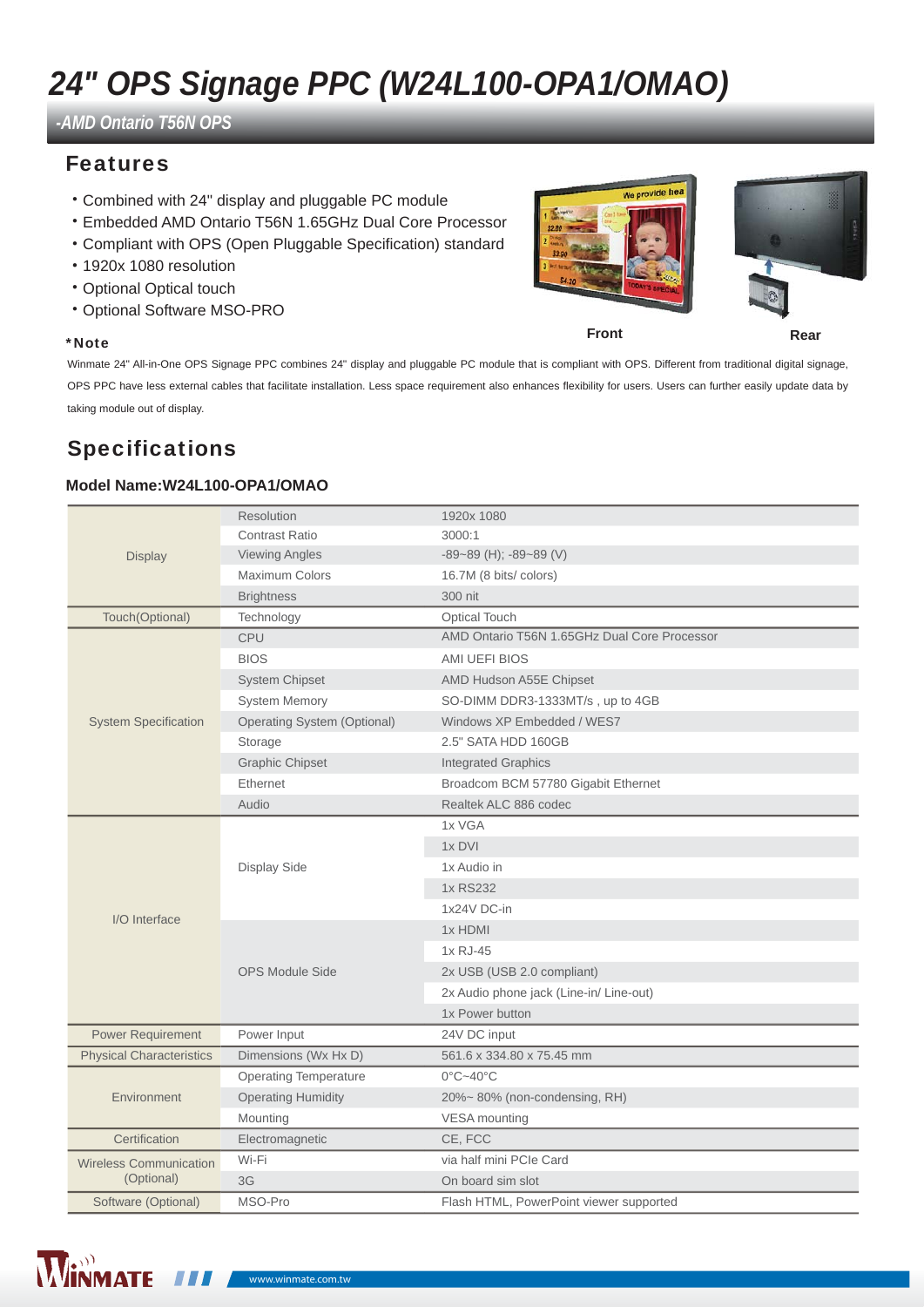# 24" OPS Signage PPC (W24L100-OPA1/OMAO)

## -AMD Ontario T56N OPS

## Features

- Combined with 24" display and pluggable PC module
- Embedded AMD Ontario T56N 1.65GHz Dual Core Processor
- Compliant with OPS (Open Pluggable Specification) standard
- 1920x 1080 resolution
- Optional Optical touch
- Optional Software MSO-PRO

Front

Rear

**\*Note**

Winmate 24" All-in-One OPS Signage PPC combines 24" display and pluggable PC module that is compliant with OPS. Different from traditional digital signage, OPS PPC have less external cables that facilitate installation. Less space requirement also enhances flexibility for users. Users can further easily update data by taking module out of display.

## Specifications

### Model Name:W24L100-OPA1/OMAO

| | | |
|---|---|---|
| Display | Resolution | 1920x 1080 |
| | Contrast Ratio | 3000:1 |
| | Viewing Angles | -89~89 (H); -89~89 (V) |
| | Maximum Colors | 16.7M (8 bits/ colors) |
| | Brightness | 300 nit |
| Touch(Optional) | Technology | Optical Touch |
| System Specification | CPU | AMD Ontario T56N 1.65GHz Dual Core Processor |
| | BIOS | AMI UEFI BIOS |
| | System Chipset | AMD Hudson A55E Chipset |
| | System Memory | SO-DIMM DDR3-1333MT/s , up to 4GB |
| | Operating System (Optional) | Windows XP Embedded / WES7 |
| | Storage | 2.5" SATA HDD 160GB |
| | Graphic Chipset | Integrated Graphics |
| | Ethernet | Broadcom BCM 57780 Gigabit Ethernet |
| | Audio | Realtek ALC 886 codec |
| I/O Interface | Display Side | 1x VGA |
| | | 1x DVI |
| | | 1x Audio in |
| | | 1x RS232 |
| | | 1x24V DC-in |
| | OPS Module Side | 1x HDMI |
| | | 1x RJ-45 |
| | | 2x USB (USB 2.0 compliant) |
| | | 2x Audio phone jack (Line-in/ Line-out) |
| | | 1x Power button |
| Power Requirement | Power Input | 24V DC input |
| Physical Characteristics | Dimensions (Wx Hx D) | 561.6 x 334.80 x 75.45 mm |
| Environment | Operating Temperature | 0°C~40°C |
| | Operating Humidity | 20%~ 80% (non-condensing, RH) |
| | Mounting | VESA mounting |
| Certification | Electromagnetic | CE, FCC |
| Wireless Communication (Optional) | Wi-Fi | via half mini PCIe Card |
| | 3G | On board sim slot |
| Software (Optional) | MSO-Pro | Flash HTML, PowerPoint viewer supported |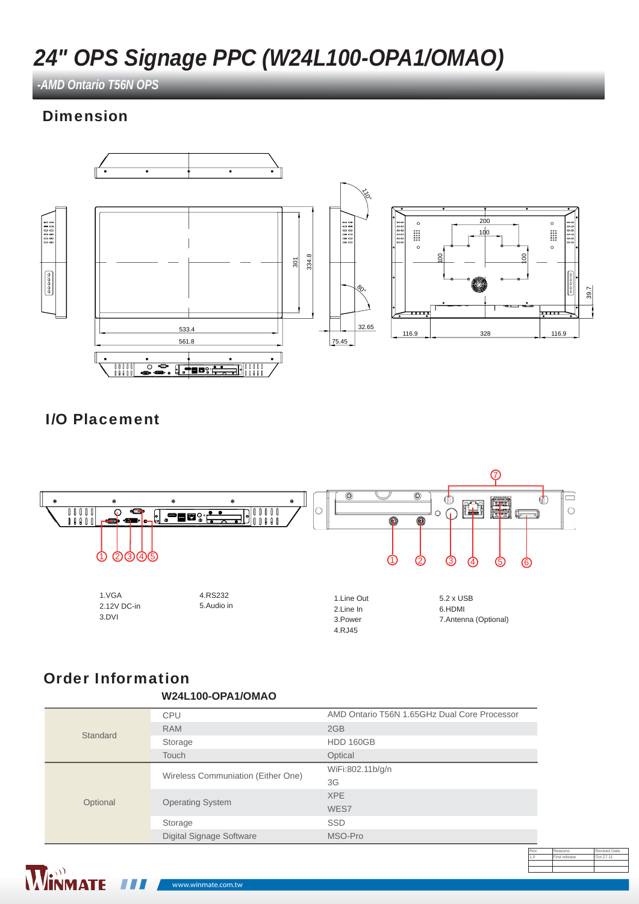# 24" OPS Signage PPC (W24L100-OPA1/OMAO)

*-AMD Ontario T56N OPS*

## Dimension

110°
80°
301
334.8
533.4
561.8
32.65
75.45
200
100
100
100
39.7
116.9
328
116.9

## I/O Placement

1.VGA
2.12V DC-in
3.DVI

4.RS232
5.Audio in

1.Line Out
2.Line In
3.Power
4.RJ45

5.2 x USB
6.HDMI
7.Antenna (Optional)

## Order Information

**W24L100-OPA1/OMAO**

| | | |
|---|---|---|
| Standard | CPU | AMD Ontario T56N 1.65GHz Dual Core Processor |
| | RAM | 2GB |
| | Storage | HDD 160GB |
| | Touch | Optical |
| Optional | Wireless Communiation (Either One) | WiFi:802.11b/g/n |
| | | 3G |
| | Operating System | XPE |
| | | WES7 |
| | Storage | SSD |
| | Digital Signage Software | MSO-Pro |

| Rev. | Reasons | Revised Date |
|---|---|---|
| 1.0 | First release | Oct.27.11 |

www.winmate.com.tw